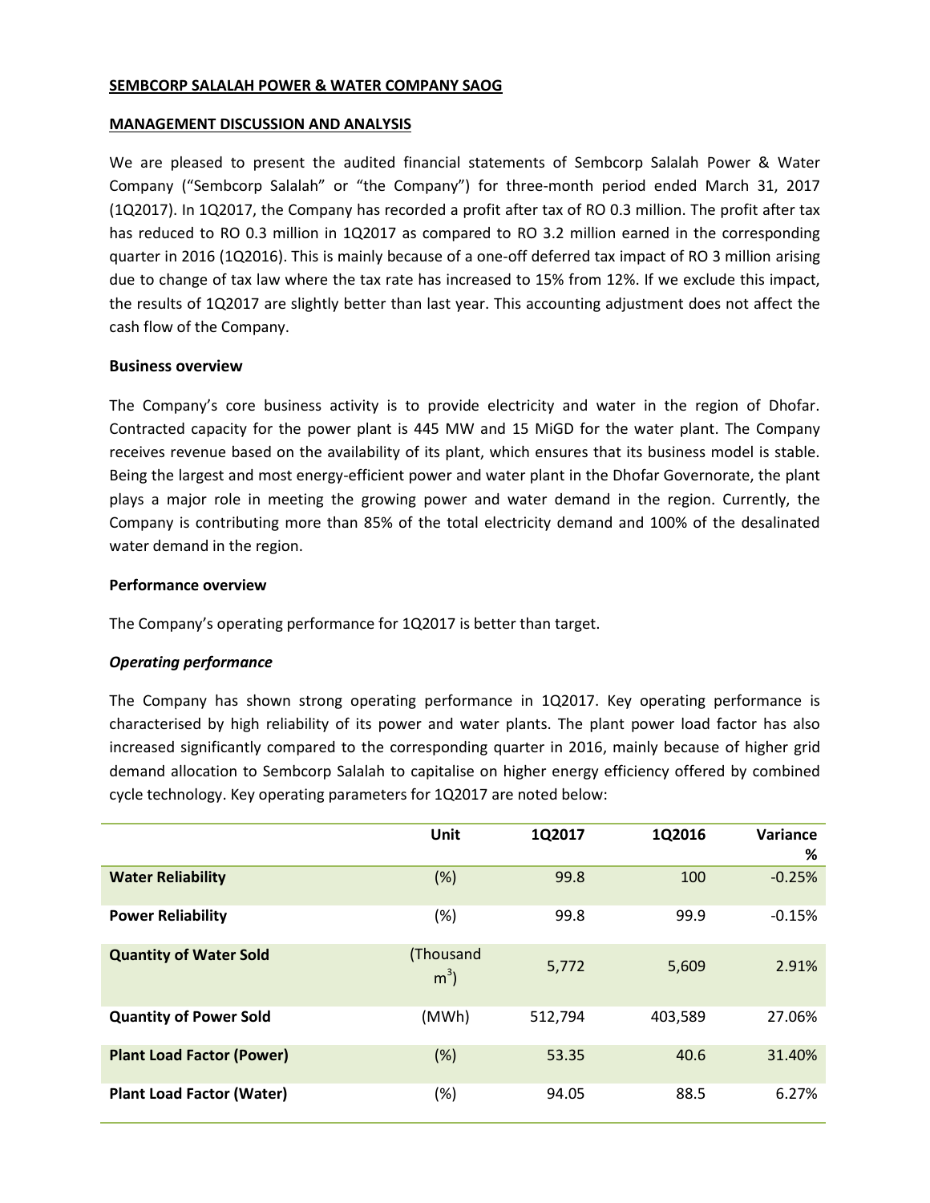**SEMBCORP SALALAH POWER & WATER COMPANY SAOG**

**MANAGEMENT DISCUSSION AND ANALYSIS**

We are pleased to present the audited financial statements of Sembcorp Salalah Power & Water Company ("Sembcorp Salalah" or "the Company") for three-month period ended March 31, 2017 (1Q2017). In 1Q2017, the Company has recorded a profit after tax of RO 0.3 million. The profit after tax has reduced to RO 0.3 million in 1Q2017 as compared to RO 3.2 million earned in the corresponding quarter in 2016 (1Q2016). This is mainly because of a one-off deferred tax impact of RO 3 million arising due to change of tax law where the tax rate has increased to 15% from 12%. If we exclude this impact, the results of 1Q2017 are slightly better than last year. This accounting adjustment does not affect the cash flow of the Company.

**Business overview**

The Company's core business activity is to provide electricity and water in the region of Dhofar. Contracted capacity for the power plant is 445 MW and 15 MiGD for the water plant. The Company receives revenue based on the availability of its plant, which ensures that its business model is stable. Being the largest and most energy-efficient power and water plant in the Dhofar Governorate, the plant plays a major role in meeting the growing power and water demand in the region. Currently, the Company is contributing more than 85% of the total electricity demand and 100% of the desalinated water demand in the region.

**Performance overview**

The Company's operating performance for 1Q2017 is better than target.

***Operating performance***

The Company has shown strong operating performance in 1Q2017. Key operating performance is characterised by high reliability of its power and water plants. The plant power load factor has also increased significantly compared to the corresponding quarter in 2016, mainly because of higher grid demand allocation to Sembcorp Salalah to capitalise on higher energy efficiency offered by combined cycle technology. Key operating parameters for 1Q2017 are noted below:

| | Unit | 1Q2017 | 1Q2016 | Variance % |
|---|---|---|---|---|
| **Water Reliability** | (%) | 99.8 | 100 | -0.25% |
| **Power Reliability** | (%) | 99.8 | 99.9 | -0.15% |
| **Quantity of Water Sold** | (Thousand $m^3$) | 5,772 | 5,609 | 2.91% |
| **Quantity of Power Sold** | (MWh) | 512,794 | 403,589 | 27.06% |
| **Plant Load Factor (Power)** | (%) | 53.35 | 40.6 | 31.40% |
| **Plant Load Factor (Water)** | (%) | 94.05 | 88.5 | 6.27% |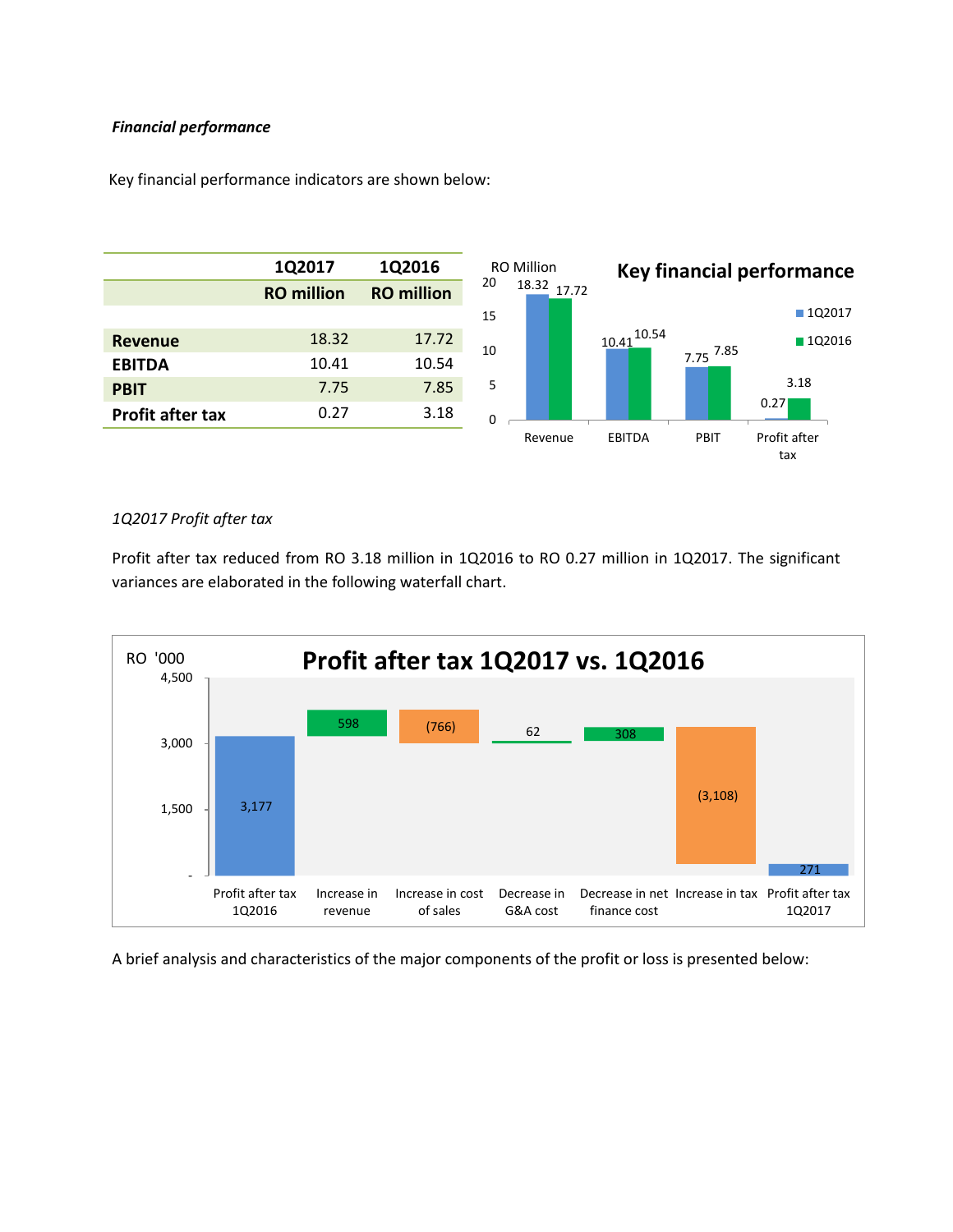***Financial performance***

Key financial performance indicators are shown below:

| | 1Q2017 | 1Q2016 |
|---|---|---|
| | **RO million** | **RO million** |
| **Revenue** | 18.32 | 17.72 |
| **EBITDA** | 10.41 | 10.54 |
| **PBIT** | 7.75 | 7.85 |
| **Profit after tax** | 0.27 | 3.18 |

*1Q2017 Profit after tax*

Profit after tax reduced from RO 3.18 million in 1Q2016 to RO 0.27 million in 1Q2017. The significant variances are elaborated in the following waterfall chart.

A brief analysis and characteristics of the major components of the profit or loss is presented below: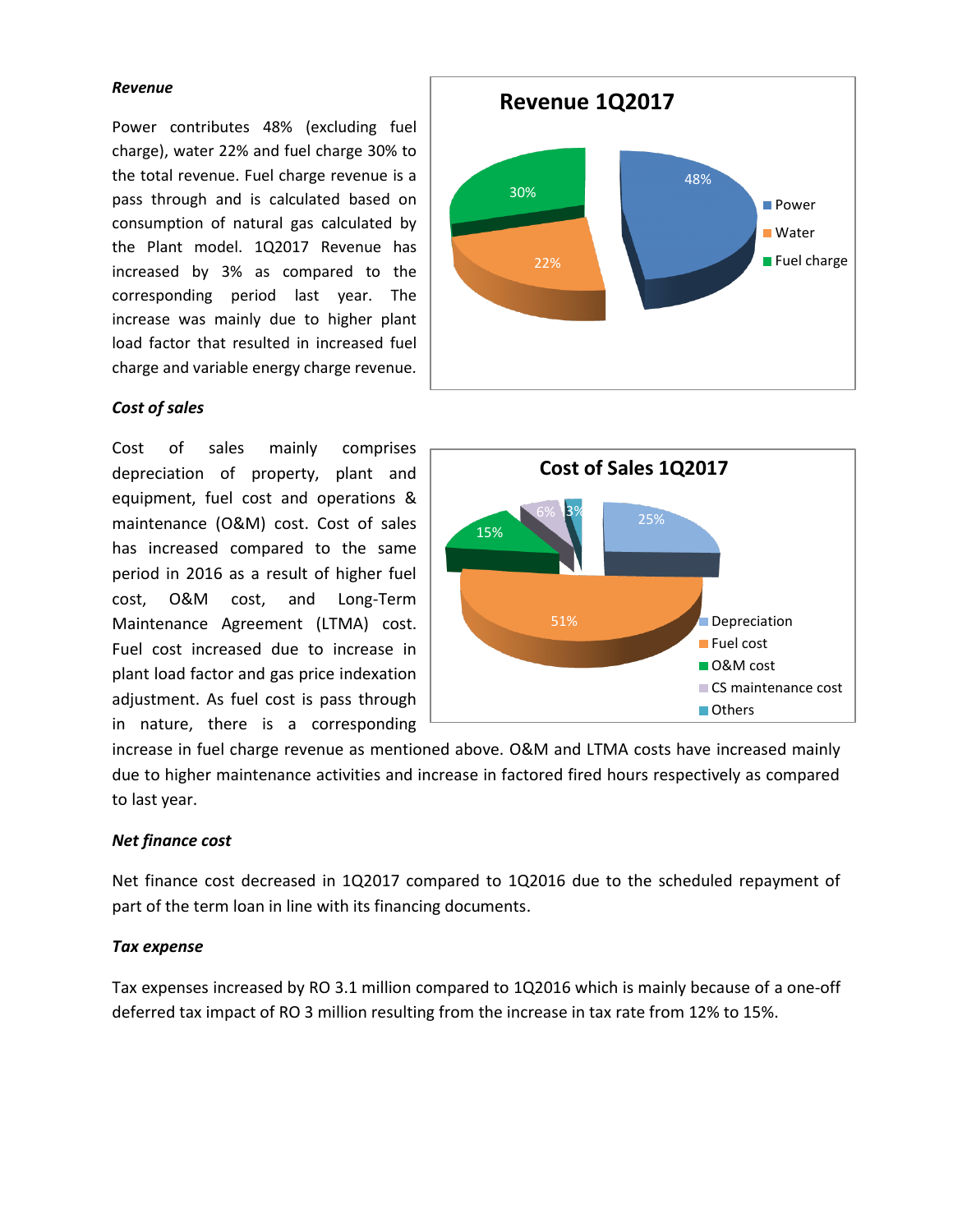***Revenue***

Power contributes 48% (excluding fuel charge), water 22% and fuel charge 30% to the total revenue. Fuel charge revenue is a pass through and is calculated based on consumption of natural gas calculated by the Plant model. 1Q2017 Revenue has increased by 3% as compared to the corresponding period last year. The increase was mainly due to higher plant load factor that resulted in increased fuel charge and variable energy charge revenue.

***Cost of sales***

Cost of sales mainly comprises depreciation of property, plant and equipment, fuel cost and operations & maintenance (O&M) cost. Cost of sales has increased compared to the same period in 2016 as a result of higher fuel cost, O&M cost, and Long-Term Maintenance Agreement (LTMA) cost. Fuel cost increased due to increase in plant load factor and gas price indexation adjustment. As fuel cost is pass through in nature, there is a corresponding increase in fuel charge revenue as mentioned above. O&M and LTMA costs have increased mainly due to higher maintenance activities and increase in factored fired hours respectively as compared to last year.

***Net finance cost***

Net finance cost decreased in 1Q2017 compared to 1Q2016 due to the scheduled repayment of part of the term loan in line with its financing documents.

***Tax expense***

Tax expenses increased by RO 3.1 million compared to 1Q2016 which is mainly because of a one-off deferred tax impact of RO 3 million resulting from the increase in tax rate from 12% to 15%.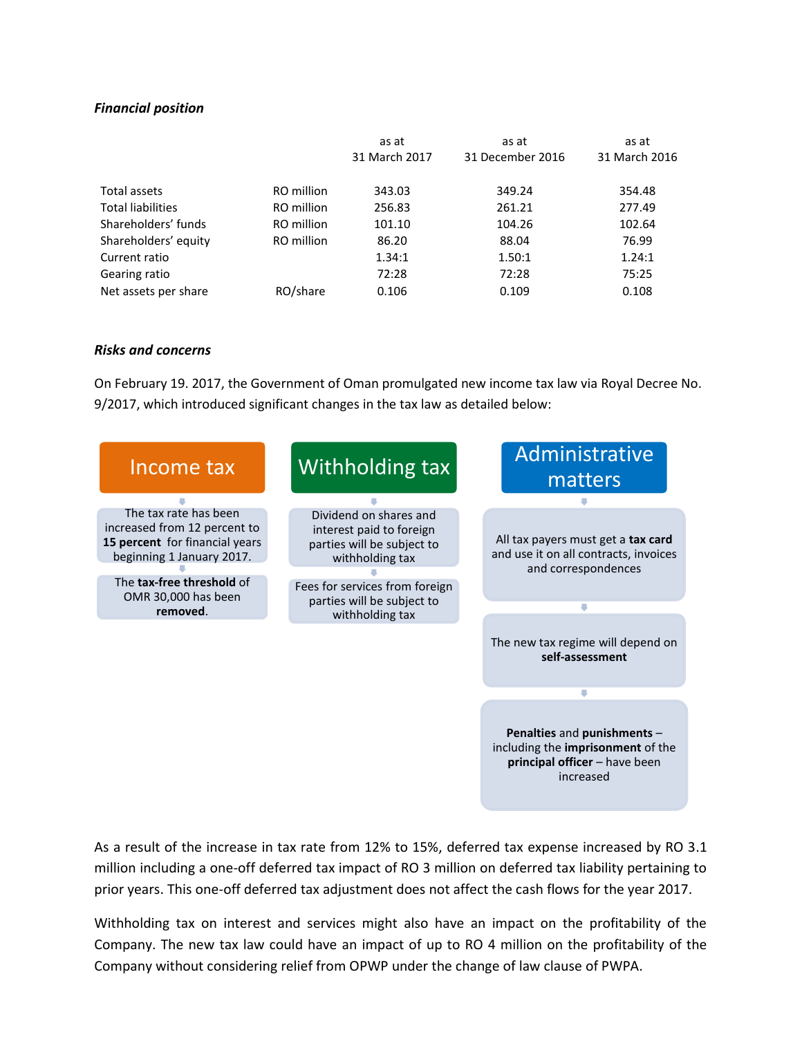***Financial position***

| | | as at 31 March 2017 | as at 31 December 2016 | as at 31 March 2016 |
|---|---|---|---|---|
| Total assets | RO million | 343.03 | 349.24 | 354.48 |
| Total liabilities | RO million | 256.83 | 261.21 | 277.49 |
| Shareholders' funds | RO million | 101.10 | 104.26 | 102.64 |
| Shareholders' equity | RO million | 86.20 | 88.04 | 76.99 |
| Current ratio | | 1.34:1 | 1.50:1 | 1.24:1 |
| Gearing ratio | | 72:28 | 72:28 | 75:25 |
| Net assets per share | RO/share | 0.106 | 0.109 | 0.108 |

***Risks and concerns***

On February 19. 2017, the Government of Oman promulgated new income tax law via Royal Decree No. 9/2017, which introduced significant changes in the tax law as detailed below:

**Income tax**

- The tax rate has been increased from 12 percent to **15 percent** for financial years beginning 1 January 2017.
- The **tax-free threshold** of OMR 30,000 has been **removed**.

**Withholding tax**

- Dividend on shares and interest paid to foreign parties will be subject to withholding tax
- Fees for services from foreign parties will be subject to withholding tax

**Administrative matters**

- All tax payers must get a **tax card** and use it on all contracts, invoices and correspondences
- The new tax regime will depend on **self-assessment**
- **Penalties** and **punishments** – including the **imprisonment** of the **principal officer** – have been increased

As a result of the increase in tax rate from 12% to 15%, deferred tax expense increased by RO 3.1 million including a one-off deferred tax impact of RO 3 million on deferred tax liability pertaining to prior years. This one-off deferred tax adjustment does not affect the cash flows for the year 2017.

Withholding tax on interest and services might also have an impact on the profitability of the Company. The new tax law could have an impact of up to RO 4 million on the profitability of the Company without considering relief from OPWP under the change of law clause of PWPA.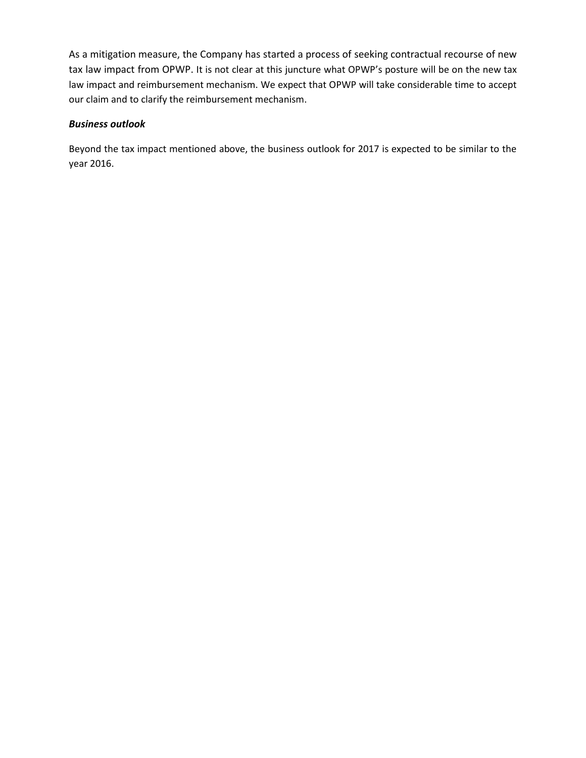As a mitigation measure, the Company has started a process of seeking contractual recourse of new tax law impact from OPWP. It is not clear at this juncture what OPWP's posture will be on the new tax law impact and reimbursement mechanism. We expect that OPWP will take considerable time to accept our claim and to clarify the reimbursement mechanism.

***Business outlook***

Beyond the tax impact mentioned above, the business outlook for 2017 is expected to be similar to the year 2016.